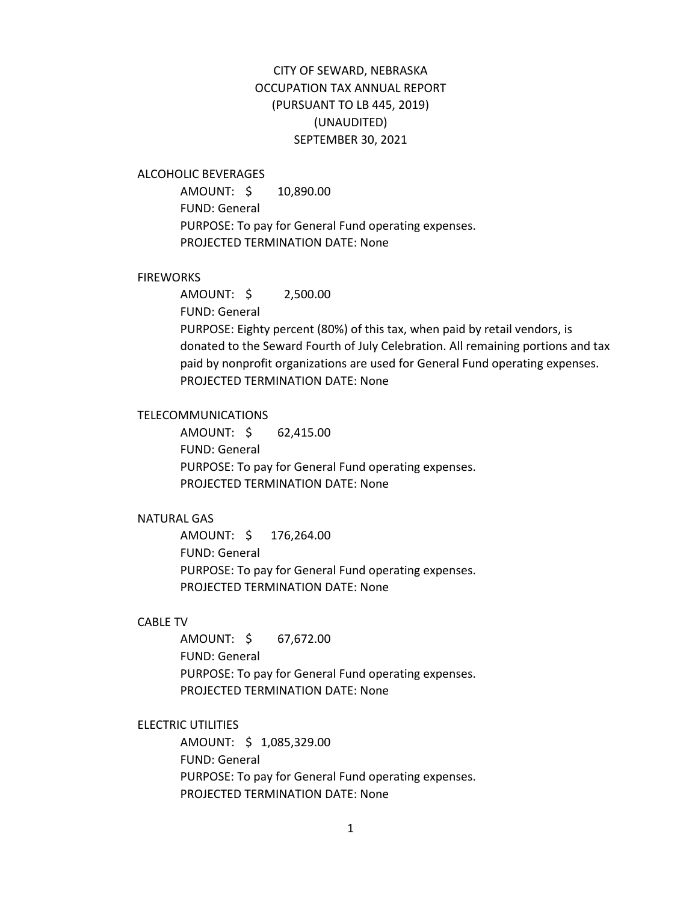# CITY OF SEWARD, NEBRASKA
## OCCUPATION TAX ANNUAL REPORT
## (PURSUANT TO LB 445, 2019)
## (UNAUDITED)
## SEPTEMBER 30, 2021

### ALCOHOLIC BEVERAGES

AMOUNT: $ 10,890.00
FUND: General
PURPOSE: To pay for General Fund operating expenses.
PROJECTED TERMINATION DATE: None

### FIREWORKS

AMOUNT: $ 2,500.00
FUND: General
PURPOSE: Eighty percent (80%) of this tax, when paid by retail vendors, is donated to the Seward Fourth of July Celebration. All remaining portions and tax paid by nonprofit organizations are used for General Fund operating expenses.
PROJECTED TERMINATION DATE: None

### TELECOMMUNICATIONS

AMOUNT: $ 62,415.00
FUND: General
PURPOSE: To pay for General Fund operating expenses.
PROJECTED TERMINATION DATE: None

### NATURAL GAS

AMOUNT: $ 176,264.00
FUND: General
PURPOSE: To pay for General Fund operating expenses.
PROJECTED TERMINATION DATE: None

### CABLE TV

AMOUNT: $ 67,672.00
FUND: General
PURPOSE: To pay for General Fund operating expenses.
PROJECTED TERMINATION DATE: None

### ELECTRIC UTILITIES

AMOUNT: $ 1,085,329.00
FUND: General
PURPOSE: To pay for General Fund operating expenses.
PROJECTED TERMINATION DATE: None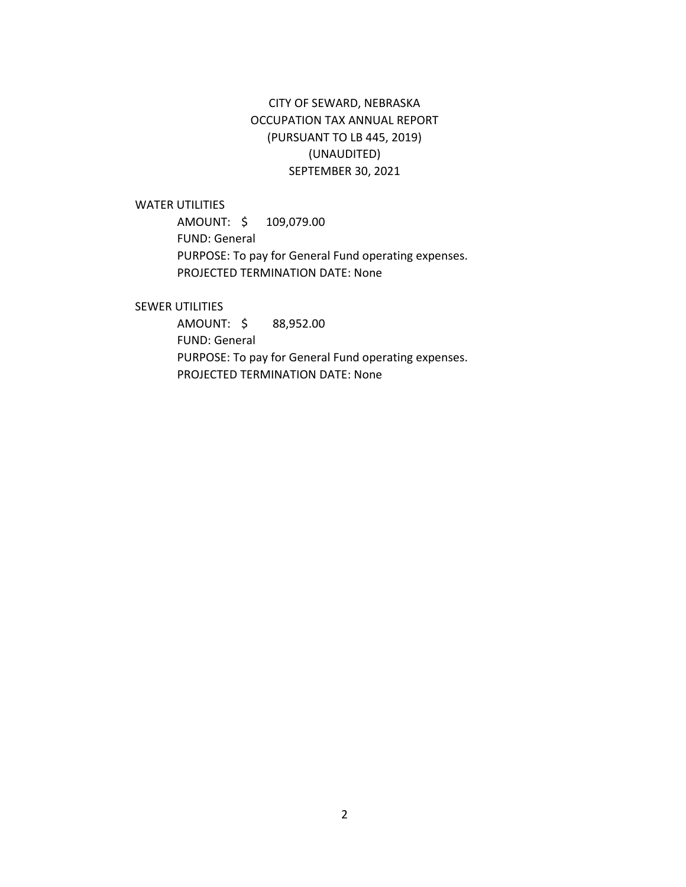# CITY OF SEWARD, NEBRASKA
## OCCUPATION TAX ANNUAL REPORT
### (PURSUANT TO LB 445, 2019)
### (UNAUDITED)
### SEPTEMBER 30, 2021

WATER UTILITIES

AMOUNT: $ 109,079.00
FUND: General
PURPOSE: To pay for General Fund operating expenses.
PROJECTED TERMINATION DATE: None

SEWER UTILITIES

AMOUNT: $ 88,952.00
FUND: General
PURPOSE: To pay for General Fund operating expenses.
PROJECTED TERMINATION DATE: None